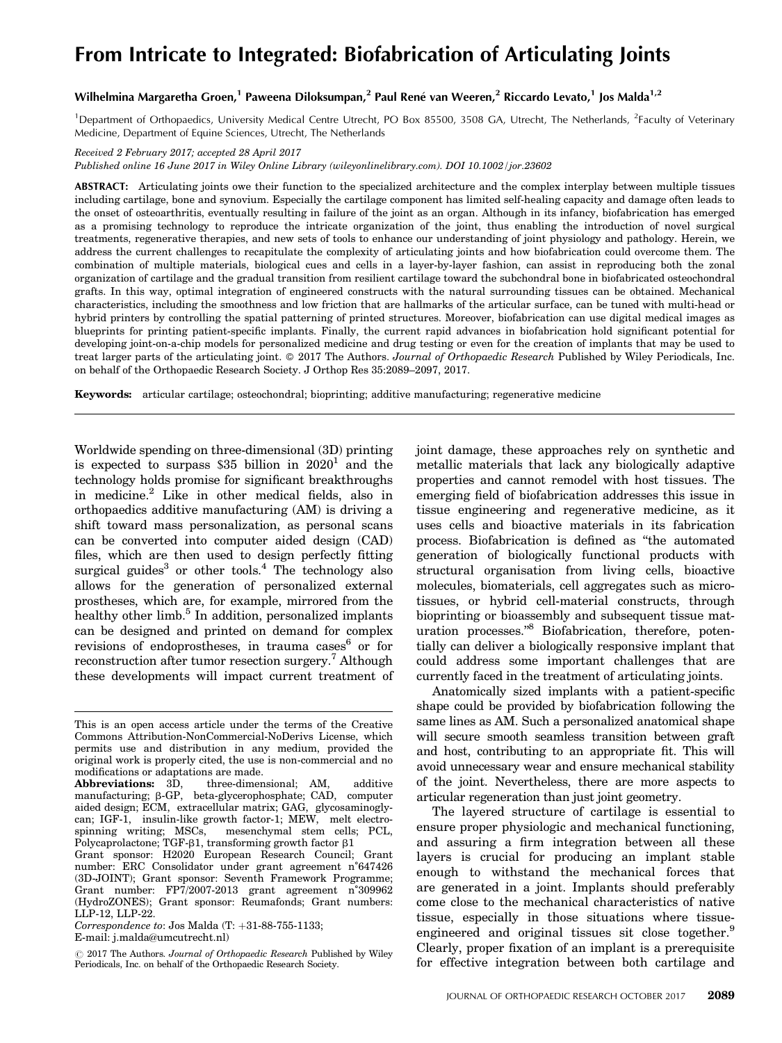# From Intricate to Integrated: Biofabrication of Articulating Joints

**Wilhelmina Margaretha Groen,[1] Paweena Diloksumpan,[2] Paul René van Weeren,[2] Riccardo Levato,[1] Jos Malda[1,2]**

[1]Department of Orthopaedics, University Medical Centre Utrecht, PO Box 85500, 3508 GA, Utrecht, The Netherlands, [2]Faculty of Veterinary Medicine, Department of Equine Sciences, Utrecht, The Netherlands

*Received 2 February 2017; accepted 28 April 2017*

*Published online 16 June 2017 in Wiley Online Library (wileyonlinelibrary.com). DOI 10.1002/jor.23602*

**ABSTRACT:** Articulating joints owe their function to the specialized architecture and the complex interplay between multiple tissues including cartilage, bone and synovium. Especially the cartilage component has limited self-healing capacity and damage often leads to the onset of osteoarthritis, eventually resulting in failure of the joint as an organ. Although in its infancy, biofabrication has emerged as a promising technology to reproduce the intricate organization of the joint, thus enabling the introduction of novel surgical treatments, regenerative therapies, and new sets of tools to enhance our understanding of joint physiology and pathology. Herein, we address the current challenges to recapitulate the complexity of articulating joints and how biofabrication could overcome them. The combination of multiple materials, biological cues and cells in a layer-by-layer fashion, can assist in reproducing both the zonal organization of cartilage and the gradual transition from resilient cartilage toward the subchondral bone in biofabricated osteochondral grafts. In this way, optimal integration of engineered constructs with the natural surrounding tissues can be obtained. Mechanical characteristics, including the smoothness and low friction that are hallmarks of the articular surface, can be tuned with multi-head or hybrid printers by controlling the spatial patterning of printed structures. Moreover, biofabrication can use digital medical images as blueprints for printing patient-specific implants. Finally, the current rapid advances in biofabrication hold significant potential for developing joint-on-a-chip models for personalized medicine and drug testing or even for the creation of implants that may be used to treat larger parts of the articulating joint. © 2017 The Authors. *Journal of Orthopaedic Research* Published by Wiley Periodicals, Inc. on behalf of the Orthopaedic Research Society. J Orthop Res 35:2089–2097, 2017.

**Keywords:** articular cartilage; osteochondral; bioprinting; additive manufacturing; regenerative medicine

Worldwide spending on three-dimensional (3D) printing is expected to surpass \$35 billion in 2020[1] and the technology holds promise for significant breakthroughs in medicine.[2] Like in other medical fields, also in orthopaedics additive manufacturing (AM) is driving a shift toward mass personalization, as personal scans can be converted into computer aided design (CAD) files, which are then used to design perfectly fitting surgical guides[3] or other tools.[4] The technology also allows for the generation of personalized external prostheses, which are, for example, mirrored from the healthy other limb.[5] In addition, personalized implants can be designed and printed on demand for complex revisions of endoprostheses, in trauma cases[6] or for reconstruction after tumor resection surgery.[7] Although these developments will impact current treatment of joint damage, these approaches rely on synthetic and metallic materials that lack any biologically adaptive properties and cannot remodel with host tissues. The emerging field of biofabrication addresses this issue in tissue engineering and regenerative medicine, as it uses cells and bioactive materials in its fabrication process. Biofabrication is defined as "the automated generation of biologically functional products with structural organisation from living cells, bioactive molecules, biomaterials, cell aggregates such as micro-tissues, or hybrid cell-material constructs, through bioprinting or bioassembly and subsequent tissue maturation processes."[8] Biofabrication, therefore, potentially can deliver a biologically responsive implant that could address some important challenges that are currently faced in the treatment of articulating joints.

Anatomically sized implants with a patient-specific shape could be provided by biofabrication following the same lines as AM. Such a personalized anatomical shape will secure smooth seamless transition between graft and host, contributing to an appropriate fit. This will avoid unnecessary wear and ensure mechanical stability of the joint. Nevertheless, there are more aspects to articular regeneration than just joint geometry.

The layered structure of cartilage is essential to ensure proper physiologic and mechanical functioning, and assuring a firm integration between all these layers is crucial for producing an implant stable enough to withstand the mechanical forces that are generated in a joint. Implants should preferably come close to the mechanical characteristics of native tissue, especially in those situations where tissue-engineered and original tissues sit close together.[9] Clearly, proper fixation of an implant is a prerequisite for effective integration between both cartilage and

---

This is an open access article under the terms of the Creative Commons Attribution-NonCommercial-NoDerivs License, which permits use and distribution in any medium, provided the original work is properly cited, the use is non-commercial and no modifications or adaptations are made.

**Abbreviations:** 3D, three-dimensional; AM, additive manufacturing; β-GP, beta-glycerophosphate; CAD, computer aided design; ECM, extracellular matrix; GAG, glycosaminoglycan; IGF-1, insulin-like growth factor-1; MEW, melt electrospinning writing; MSCs, mesenchymal stem cells; PCL, Polycaprolactone; TGF-β1, transforming growth factor β1

Grant sponsor: H2020 European Research Council; Grant number: ERC Consolidator under grant agreement n°647426 (3D-JOINT); Grant sponsor: Seventh Framework Programme; Grant number: FP7/2007-2013 grant agreement n°309962 (HydroZONES); Grant sponsor: Reumafonds; Grant numbers: LLP-12, LLP-22.

*Correspondence to*: Jos Malda (T: +31-88-755-1133; E-mail: j.malda@umcutrecht.nl)

© 2017 The Authors. *Journal of Orthopaedic Research* Published by Wiley Periodicals, Inc. on behalf of the Orthopaedic Research Society.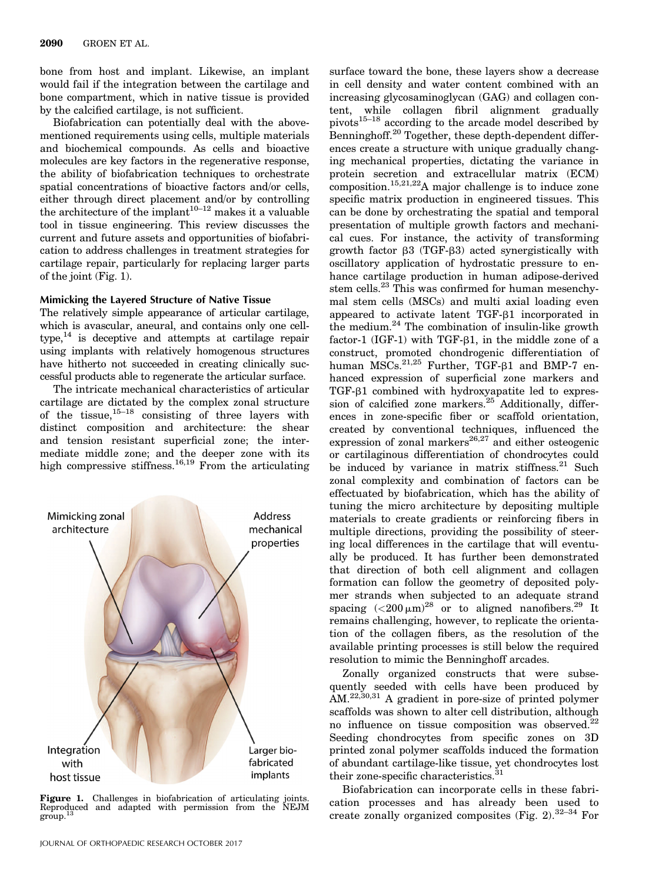bone from host and implant. Likewise, an implant would fail if the integration between the cartilage and bone compartment, which in native tissue is provided by the calcified cartilage, is not sufficient.

Biofabrication can potentially deal with the above-mentioned requirements using cells, multiple materials and biochemical compounds. As cells and bioactive molecules are key factors in the regenerative response, the ability of biofabrication techniques to orchestrate spatial concentrations of bioactive factors and/or cells, either through direct placement and/or by controlling the architecture of the implant[10–12] makes it a valuable tool in tissue engineering. This review discusses the current and future assets and opportunities of biofabrication to address challenges in treatment strategies for cartilage repair, particularly for replacing larger parts of the joint (Fig. 1).

### Mimicking the Layered Structure of Native Tissue

The relatively simple appearance of articular cartilage, which is avascular, aneural, and contains only one cell-type,[14] is deceptive and attempts at cartilage repair using implants with relatively homogenous structures have hitherto not succeeded in creating clinically successful products able to regenerate the articular surface.

The intricate mechanical characteristics of articular cartilage are dictated by the complex zonal structure of the tissue,[15–18] consisting of three layers with distinct composition and architecture: the shear and tension resistant superficial zone; the intermediate middle zone; and the deeper zone with its high compressive stiffness.[16,19] From the articulating surface toward the bone, these layers show a decrease in cell density and water content combined with an increasing glycosaminoglycan (GAG) and collagen content, while collagen fibril alignment gradually pivots[15–18] according to the arcade model described by Benninghoff.[20] Together, these depth-dependent differences create a structure with unique gradually changing mechanical properties, dictating the variance in protein secretion and extracellular matrix (ECM) composition.[15,21,22] A major challenge is to induce zone specific matrix production in engineered tissues. This can be done by orchestrating the spatial and temporal presentation of multiple growth factors and mechanical cues. For instance, the activity of transforming growth factor β3 (TGF-β3) acted synergistically with oscillatory application of hydrostatic pressure to enhance cartilage production in human adipose-derived stem cells.[23] This was confirmed for human mesenchymal stem cells (MSCs) and multi axial loading even appeared to activate latent TGF-β1 incorporated in the medium.[24] The combination of insulin-like growth factor-1 (IGF-1) with TGF-β1, in the middle zone of a construct, promoted chondrogenic differentiation of human MSCs.[21,25] Further, TGF-β1 and BMP-7 enhanced expression of superficial zone markers and TGF-β1 combined with hydroxyapatite led to expression of calcified zone markers.[25] Additionally, differences in zone-specific fiber or scaffold orientation, created by conventional techniques, influenced the expression of zonal markers[26,27] and either osteogenic or cartilaginous differentiation of chondrocytes could be induced by variance in matrix stiffness.[21] Such zonal complexity and combination of factors can be effectuated by biofabrication, which has the ability of tuning the micro architecture by depositing multiple materials to create gradients or reinforcing fibers in multiple directions, providing the possibility of steering local differences in the cartilage that will eventually be produced. It has further been demonstrated that direction of both cell alignment and collagen formation can follow the geometry of deposited polymer strands when subjected to an adequate strand spacing ($<200\,\mu m$)[28] or to aligned nanofibers.[29] It remains challenging, however, to replicate the orientation of the collagen fibers, as the resolution of the available printing processes is still below the required resolution to mimic the Benninghoff arcades.

Zonally organized constructs that were subsequently seeded with cells have been produced by AM.[22,30,31] A gradient in pore-size of printed polymer scaffolds was shown to alter cell distribution, although no influence on tissue composition was observed.[22] Seeding chondrocytes from specific zones on 3D printed zonal polymer scaffolds induced the formation of abundant cartilage-like tissue, yet chondrocytes lost their zone-specific characteristics.[31]

Biofabrication can incorporate cells in these fabrication processes and has already been used to create zonally organized composites (Fig. 2).[32–34] For

Figure 1. Challenges in biofabrication of articulating joints. Reproduced and adapted with permission from the NEJM group.[13]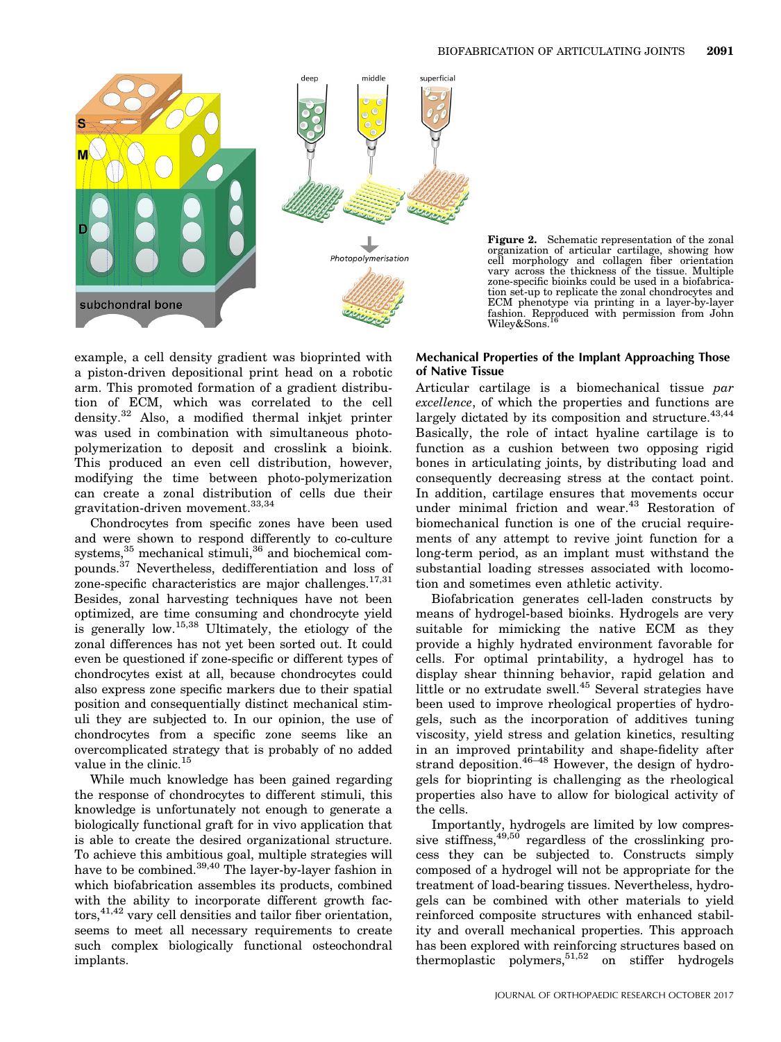**Figure 2.** Schematic representation of the zonal organization of articular cartilage, showing how cell morphology and collagen fiber orientation vary across the thickness of the tissue. Multiple zone-specific bioinks could be used in a biofabrication set-up to replicate the zonal chondrocytes and ECM phenotype via printing in a layer-by-layer fashion. Reproduced with permission from John Wiley&Sons.[16]

example, a cell density gradient was bioprinted with a piston-driven depositional print head on a robotic arm. This promoted formation of a gradient distribution of ECM, which was correlated to the cell density.[32] Also, a modified thermal inkjet printer was used in combination with simultaneous photopolymerization to deposit and crosslink a bioink. This produced an even cell distribution, however, modifying the time between photo-polymerization can create a zonal distribution of cells due their gravitation-driven movement.[33,34]

Chondrocytes from specific zones have been used and were shown to respond differently to co-culture systems,[35] mechanical stimuli,[36] and biochemical compounds.[37] Nevertheless, dedifferentiation and loss of zone-specific characteristics are major challenges.[17,31] Besides, zonal harvesting techniques have not been optimized, are time consuming and chondrocyte yield is generally low.[15,38] Ultimately, the etiology of the zonal differences has not yet been sorted out. It could even be questioned if zone-specific or different types of chondrocytes exist at all, because chondrocytes could also express zone specific markers due to their spatial position and consequentially distinct mechanical stimuli they are subjected to. In our opinion, the use of chondrocytes from a specific zone seems like an overcomplicated strategy that is probably of no added value in the clinic.[15]

While much knowledge has been gained regarding the response of chondrocytes to different stimuli, this knowledge is unfortunately not enough to generate a biologically functional graft for in vivo application that is able to create the desired organizational structure. To achieve this ambitious goal, multiple strategies will have to be combined.[39,40] The layer-by-layer fashion in which biofabrication assembles its products, combined with the ability to incorporate different growth factors,[41,42] vary cell densities and tailor fiber orientation, seems to meet all necessary requirements to create such complex biologically functional osteochondral implants.

### Mechanical Properties of the Implant Approaching Those of Native Tissue

Articular cartilage is a biomechanical tissue *par excellence*, of which the properties and functions are largely dictated by its composition and structure.[43,44] Basically, the role of intact hyaline cartilage is to function as a cushion between two opposing rigid bones in articulating joints, by distributing load and consequently decreasing stress at the contact point. In addition, cartilage ensures that movements occur under minimal friction and wear.[43] Restoration of biomechanical function is one of the crucial requirements of any attempt to revive joint function for a long-term period, as an implant must withstand the substantial loading stresses associated with locomotion and sometimes even athletic activity.

Biofabrication generates cell-laden constructs by means of hydrogel-based bioinks. Hydrogels are very suitable for mimicking the native ECM as they provide a highly hydrated environment favorable for cells. For optimal printability, a hydrogel has to display shear thinning behavior, rapid gelation and little or no extrudate swell.[45] Several strategies have been used to improve rheological properties of hydrogels, such as the incorporation of additives tuning viscosity, yield stress and gelation kinetics, resulting in an improved printability and shape-fidelity after strand deposition.[46–48] However, the design of hydrogels for bioprinting is challenging as the rheological properties also have to allow for biological activity of the cells.

Importantly, hydrogels are limited by low compressive stiffness,[49,50] regardless of the crosslinking process they can be subjected to. Constructs simply composed of a hydrogel will not be appropriate for the treatment of load-bearing tissues. Nevertheless, hydrogels can be combined with other materials to yield reinforced composite structures with enhanced stability and overall mechanical properties. This approach has been explored with reinforcing structures based on thermoplastic polymers,[51,52] on stiffer hydrogels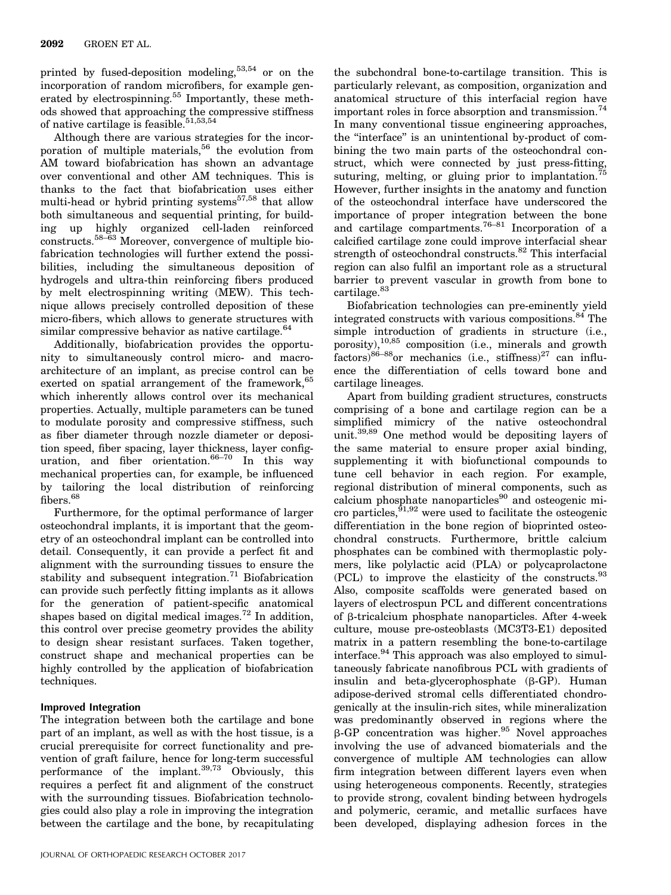printed by fused-deposition modeling,[53,54] or on the incorporation of random microfibers, for example generated by electrospinning.[55] Importantly, these methods showed that approaching the compressive stiffness of native cartilage is feasible.[51,53,54]

Although there are various strategies for the incorporation of multiple materials,[56] the evolution from AM toward biofabrication has shown an advantage over conventional and other AM techniques. This is thanks to the fact that biofabrication uses either multi-head or hybrid printing systems[57,58] that allow both simultaneous and sequential printing, for building up highly organized cell-laden reinforced constructs.[58–63] Moreover, convergence of multiple biofabrication technologies will further extend the possibilities, including the simultaneous deposition of hydrogels and ultra-thin reinforcing fibers produced by melt electrospinning writing (MEW). This technique allows precisely controlled deposition of these micro-fibers, which allows to generate structures with similar compressive behavior as native cartilage.[64]

Additionally, biofabrication provides the opportunity to simultaneously control micro- and macro-architecture of an implant, as precise control can be exerted on spatial arrangement of the framework,[65] which inherently allows control over its mechanical properties. Actually, multiple parameters can be tuned to modulate porosity and compressive stiffness, such as fiber diameter through nozzle diameter or deposition speed, fiber spacing, layer thickness, layer configuration, and fiber orientation.[66–70] In this way mechanical properties can, for example, be influenced by tailoring the local distribution of reinforcing fibers.[68]

Furthermore, for the optimal performance of larger osteochondral implants, it is important that the geometry of an osteochondral implant can be controlled into detail. Consequently, it can provide a perfect fit and alignment with the surrounding tissues to ensure the stability and subsequent integration.[71] Biofabrication can provide such perfectly fitting implants as it allows for the generation of patient-specific anatomical shapes based on digital medical images.[72] In addition, this control over precise geometry provides the ability to design shear resistant surfaces. Taken together, construct shape and mechanical properties can be highly controlled by the application of biofabrication techniques.

### Improved Integration

The integration between both the cartilage and bone part of an implant, as well as with the host tissue, is a crucial prerequisite for correct functionality and prevention of graft failure, hence for long-term successful performance of the implant.[39,73] Obviously, this requires a perfect fit and alignment of the construct with the surrounding tissues. Biofabrication technologies could also play a role in improving the integration between the cartilage and the bone, by recapitulating the subchondral bone-to-cartilage transition. This is particularly relevant, as composition, organization and anatomical structure of this interfacial region have important roles in force absorption and transmission.[74] In many conventional tissue engineering approaches, the "interface" is an unintentional by-product of combining the two main parts of the osteochondral construct, which were connected by just press-fitting, suturing, melting, or gluing prior to implantation.[75] However, further insights in the anatomy and function of the osteochondral interface have underscored the importance of proper integration between the bone and cartilage compartments.[76–81] Incorporation of a calcified cartilage zone could improve interfacial shear strength of osteochondral constructs.[82] This interfacial region can also fulfil an important role as a structural barrier to prevent vascular in growth from bone to cartilage.[83]

Biofabrication technologies can pre-eminently yield integrated constructs with various compositions.[84] The simple introduction of gradients in structure (i.e., porosity),[10,85] composition (i.e., minerals and growth factors)[86–88]or mechanics (i.e., stiffness)[27] can influence the differentiation of cells toward bone and cartilage lineages.

Apart from building gradient structures, constructs comprising of a bone and cartilage region can be a simplified mimicry of the native osteochondral unit.[39,89] One method would be depositing layers of the same material to ensure proper axial binding, supplementing it with biofunctional compounds to tune cell behavior in each region. For example, regional distribution of mineral components, such as calcium phosphate nanoparticles[90] and osteogenic micro particles,[91,92] were used to facilitate the osteogenic differentiation in the bone region of bioprinted osteochondral constructs. Furthermore, brittle calcium phosphates can be combined with thermoplastic polymers, like polylactic acid (PLA) or polycaprolactone (PCL) to improve the elasticity of the constructs.[93] Also, composite scaffolds were generated based on layers of electrospun PCL and different concentrations of β-tricalcium phosphate nanoparticles. After 4-week culture, mouse pre-osteoblasts (MC3T3-E1) deposited matrix in a pattern resembling the bone-to-cartilage interface.[94] This approach was also employed to simultaneously fabricate nanofibrous PCL with gradients of insulin and beta-glycerophosphate (β-GP). Human adipose-derived stromal cells differentiated chondrogenically at the insulin-rich sites, while mineralization was predominantly observed in regions where the β-GP concentration was higher.[95] Novel approaches involving the use of advanced biomaterials and the convergence of multiple AM technologies can allow firm integration between different layers even when using heterogeneous components. Recently, strategies to provide strong, covalent binding between hydrogels and polymeric, ceramic, and metallic surfaces have been developed, displaying adhesion forces in the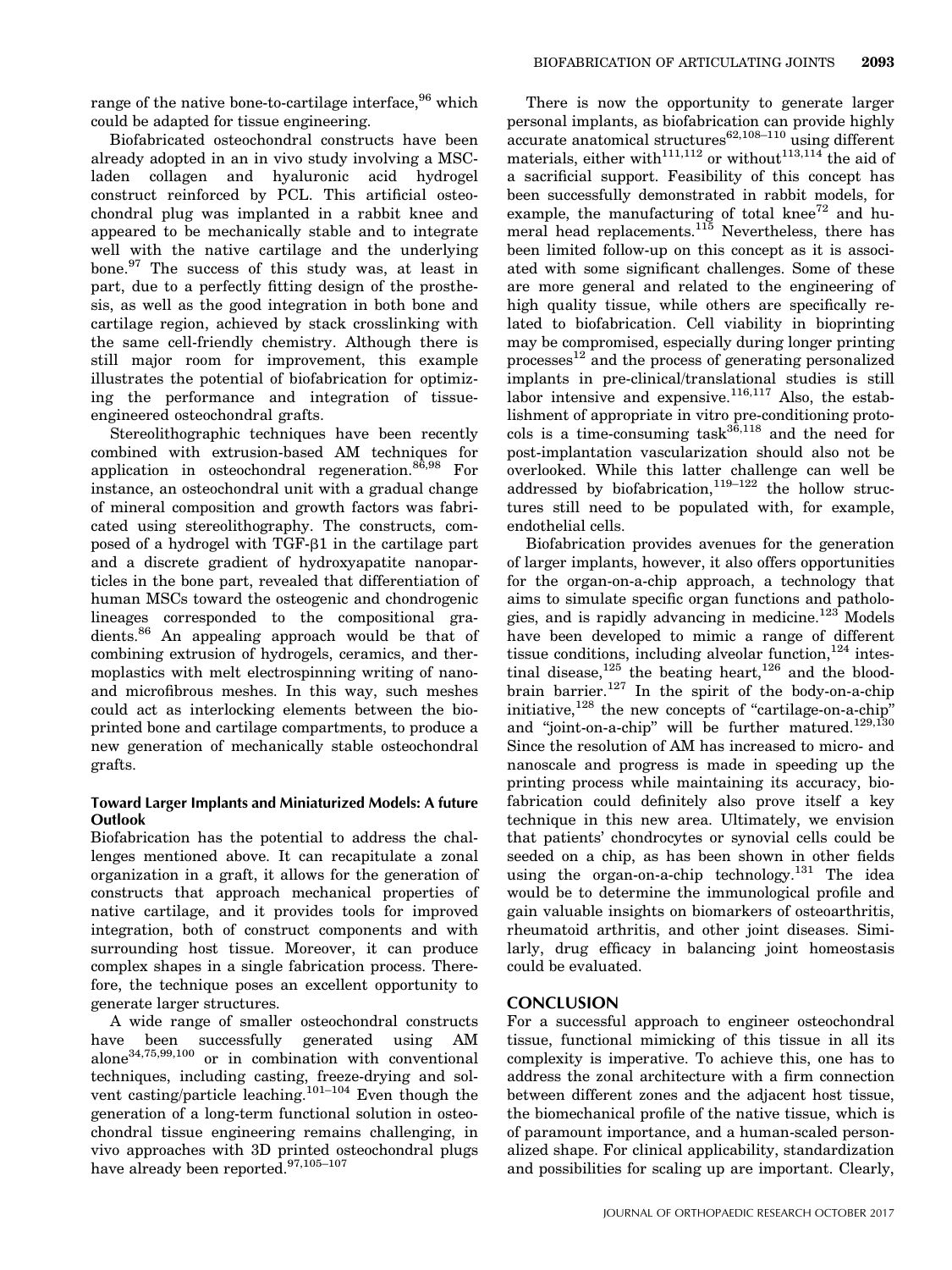range of the native bone-to-cartilage interface,[96] which could be adapted for tissue engineering.

Biofabricated osteochondral constructs have been already adopted in an in vivo study involving a MSC-laden collagen and hyaluronic acid hydrogel construct reinforced by PCL. This artificial osteochondral plug was implanted in a rabbit knee and appeared to be mechanically stable and to integrate well with the native cartilage and the underlying bone.[97] The success of this study was, at least in part, due to a perfectly fitting design of the prosthesis, as well as the good integration in both bone and cartilage region, achieved by stack crosslinking with the same cell-friendly chemistry. Although there is still major room for improvement, this example illustrates the potential of biofabrication for optimizing the performance and integration of tissue-engineered osteochondral grafts.

Stereolithographic techniques have been recently combined with extrusion-based AM techniques for application in osteochondral regeneration.[86,98] For instance, an osteochondral unit with a gradual change of mineral composition and growth factors was fabricated using stereolithography. The constructs, composed of a hydrogel with TGF-β1 in the cartilage part and a discrete gradient of hydroxyapatite nanoparticles in the bone part, revealed that differentiation of human MSCs toward the osteogenic and chondrogenic lineages corresponded to the compositional gradients.[86] An appealing approach would be that of combining extrusion of hydrogels, ceramics, and thermoplastics with melt electrospinning writing of nano- and microfibrous meshes. In this way, such meshes could act as interlocking elements between the bioprinted bone and cartilage compartments, to produce a new generation of mechanically stable osteochondral grafts.

### Toward Larger Implants and Miniaturized Models: A future Outlook

Biofabrication has the potential to address the challenges mentioned above. It can recapitulate a zonal organization in a graft, it allows for the generation of constructs that approach mechanical properties of native cartilage, and it provides tools for improved integration, both of construct components and with surrounding host tissue. Moreover, it can produce complex shapes in a single fabrication process. Therefore, the technique poses an excellent opportunity to generate larger structures.

A wide range of smaller osteochondral constructs have been successfully generated using AM alone[34,75,99,100] or in combination with conventional techniques, including casting, freeze-drying and solvent casting/particle leaching.[101–104] Even though the generation of a long-term functional solution in osteochondral tissue engineering remains challenging, in vivo approaches with 3D printed osteochondral plugs have already been reported.[97,105–107]

There is now the opportunity to generate larger personal implants, as biofabrication can provide highly accurate anatomical structures[62,108–110] using different materials, either with[111,112] or without[113,114] the aid of a sacrificial support. Feasibility of this concept has been successfully demonstrated in rabbit models, for example, the manufacturing of total knee[72] and humeral head replacements.[115] Nevertheless, there has been limited follow-up on this concept as it is associated with some significant challenges. Some of these are more general and related to the engineering of high quality tissue, while others are specifically related to biofabrication. Cell viability in bioprinting may be compromised, especially during longer printing processes[12] and the process of generating personalized implants in pre-clinical/translational studies is still labor intensive and expensive.[116,117] Also, the establishment of appropriate in vitro pre-conditioning protocols is a time-consuming task[36,118] and the need for post-implantation vascularization should also not be overlooked. While this latter challenge can well be addressed by biofabrication,[119–122] the hollow structures still need to be populated with, for example, endothelial cells.

Biofabrication provides avenues for the generation of larger implants, however, it also offers opportunities for the organ-on-a-chip approach, a technology that aims to simulate specific organ functions and pathologies, and is rapidly advancing in medicine.[123] Models have been developed to mimic a range of different tissue conditions, including alveolar function,[124] intestinal disease,[125] the beating heart,[126] and the blood-brain barrier.[127] In the spirit of the body-on-a-chip initiative,[128] the new concepts of "cartilage-on-a-chip" and "joint-on-a-chip" will be further matured.[129,130] Since the resolution of AM has increased to micro- and nanoscale and progress is made in speeding up the printing process while maintaining its accuracy, biofabrication could definitely also prove itself a key technique in this new area. Ultimately, we envision that patients' chondrocytes or synovial cells could be seeded on a chip, as has been shown in other fields using the organ-on-a-chip technology.[131] The idea would be to determine the immunological profile and gain valuable insights on biomarkers of osteoarthritis, rheumatoid arthritis, and other joint diseases. Similarly, drug efficacy in balancing joint homeostasis could be evaluated.

## CONCLUSION

For a successful approach to engineer osteochondral tissue, functional mimicking of this tissue in all its complexity is imperative. To achieve this, one has to address the zonal architecture with a firm connection between different zones and the adjacent host tissue, the biomechanical profile of the native tissue, which is of paramount importance, and a human-scaled personalized shape. For clinical applicability, standardization and possibilities for scaling up are important. Clearly,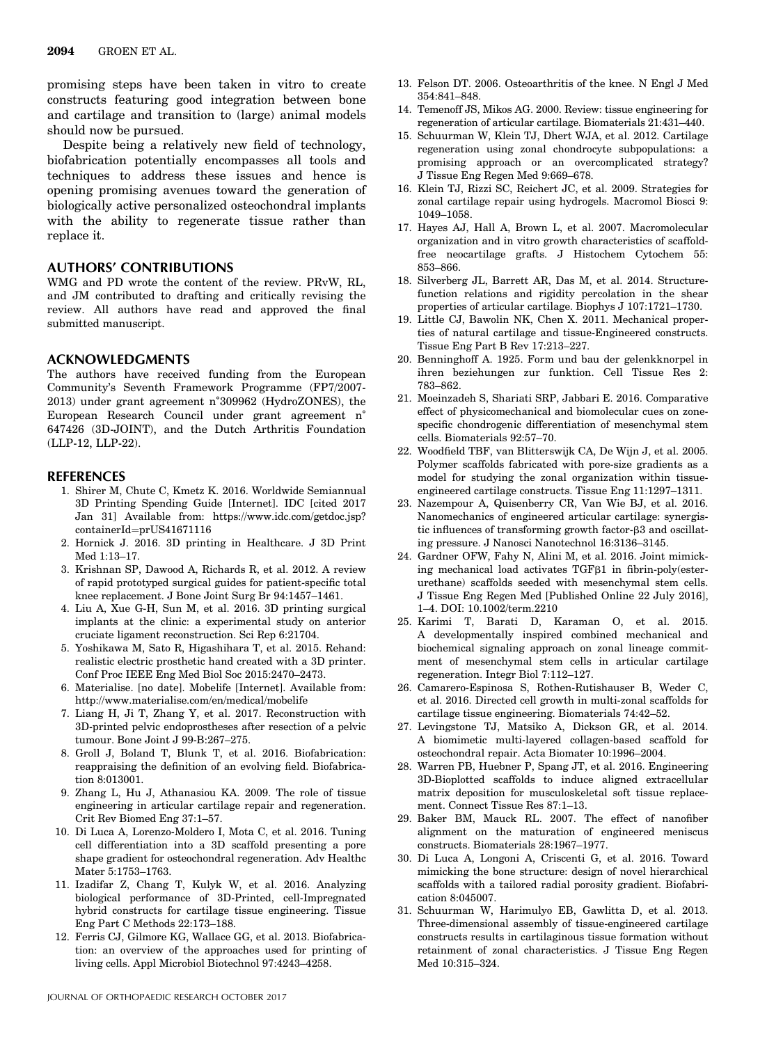promising steps have been taken in vitro to create constructs featuring good integration between bone and cartilage and transition to (large) animal models should now be pursued.

Despite being a relatively new field of technology, biofabrication potentially encompasses all tools and techniques to address these issues and hence is opening promising avenues toward the generation of biologically active personalized osteochondral implants with the ability to regenerate tissue rather than replace it.

## AUTHORS' CONTRIBUTIONS

WMG and PD wrote the content of the review. PRvW, RL, and JM contributed to drafting and critically revising the review. All authors have read and approved the final submitted manuscript.

## ACKNOWLEDGMENTS

The authors have received funding from the European Community's Seventh Framework Programme (FP7/2007-2013) under grant agreement n°309962 (HydroZONES), the European Research Council under grant agreement n° 647426 (3D-JOINT), and the Dutch Arthritis Foundation (LLP-12, LLP-22).

## REFERENCES

1. Shirer M, Chute C, Kmetz K. 2016. Worldwide Semiannual 3D Printing Spending Guide [Internet]. IDC [cited 2017 Jan 31] Available from: https://www.idc.com/getdoc.jsp?containerId=prUS41671116
2. Hornick J. 2016. 3D printing in Healthcare. J 3D Print Med 1:13–17.
3. Krishnan SP, Dawood A, Richards R, et al. 2012. A review of rapid prototyped surgical guides for patient-specific total knee replacement. J Bone Joint Surg Br 94:1457–1461.
4. Liu A, Xue G-H, Sun M, et al. 2016. 3D printing surgical implants at the clinic: a experimental study on anterior cruciate ligament reconstruction. Sci Rep 6:21704.
5. Yoshikawa M, Sato R, Higashihara T, et al. 2015. Rehand: realistic electric prosthetic hand created with a 3D printer. Conf Proc IEEE Eng Med Biol Soc 2015:2470–2473.
6. Materialise. [no date]. Mobelife [Internet]. Available from: http://www.materialise.com/en/medical/mobelife
7. Liang H, Ji T, Zhang Y, et al. 2017. Reconstruction with 3D-printed pelvic endoprostheses after resection of a pelvic tumour. Bone Joint J 99-B:267–275.
8. Groll J, Boland T, Blunk T, et al. 2016. Biofabrication: reappraising the definition of an evolving field. Biofabrication 8:013001.
9. Zhang L, Hu J, Athanasiou KA. 2009. The role of tissue engineering in articular cartilage repair and regeneration. Crit Rev Biomed Eng 37:1–57.
10. Di Luca A, Lorenzo-Moldero I, Mota C, et al. 2016. Tuning cell differentiation into a 3D scaffold presenting a pore shape gradient for osteochondral regeneration. Adv Healthc Mater 5:1753–1763.
11. Izadifar Z, Chang T, Kulyk W, et al. 2016. Analyzing biological performance of 3D-Printed, cell-Impregnated hybrid constructs for cartilage tissue engineering. Tissue Eng Part C Methods 22:173–188.
12. Ferris CJ, Gilmore KG, Wallace GG, et al. 2013. Biofabrication: an overview of the approaches used for printing of living cells. Appl Microbiol Biotechnol 97:4243–4258.
13. Felson DT. 2006. Osteoarthritis of the knee. N Engl J Med 354:841–848.
14. Temenoff JS, Mikos AG. 2000. Review: tissue engineering for regeneration of articular cartilage. Biomaterials 21:431–440.
15. Schuurman W, Klein TJ, Dhert WJA, et al. 2012. Cartilage regeneration using zonal chondrocyte subpopulations: a promising approach or an overcomplicated strategy? J Tissue Eng Regen Med 9:669–678.
16. Klein TJ, Rizzi SC, Reichert JC, et al. 2009. Strategies for zonal cartilage repair using hydrogels. Macromol Biosci 9: 1049–1058.
17. Hayes AJ, Hall A, Brown L, et al. 2007. Macromolecular organization and in vitro growth characteristics of scaffold-free neocartilage grafts. J Histochem Cytochem 55: 853–866.
18. Silverberg JL, Barrett AR, Das M, et al. 2014. Structure-function relations and rigidity percolation in the shear properties of articular cartilage. Biophys J 107:1721–1730.
19. Little CJ, Bawolin NK, Chen X. 2011. Mechanical properties of natural cartilage and tissue-Engineered constructs. Tissue Eng Part B Rev 17:213–227.
20. Benninghoff A. 1925. Form und bau der gelenkknorpel in ihren beziehungen zur funktion. Cell Tissue Res 2: 783–862.
21. Moeinzadeh S, Shariati SRP, Jabbari E. 2016. Comparative effect of physicomechanical and biomolecular cues on zone-specific chondrogenic differentiation of mesenchymal stem cells. Biomaterials 92:57–70.
22. Woodfield TBF, van Blitterswijk CA, De Wijn J, et al. 2005. Polymer scaffolds fabricated with pore-size gradients as a model for studying the zonal organization within tissue-engineered cartilage constructs. Tissue Eng 11:1297–1311.
23. Nazempour A, Quisenberry CR, Van Wie BJ, et al. 2016. Nanomechanics of engineered articular cartilage: synergistic influences of transforming growth factor-β3 and oscillating pressure. J Nanosci Nanotechnol 16:3136–3145.
24. Gardner OFW, Fahy N, Alini M, et al. 2016. Joint mimicking mechanical load activates TGFβ1 in fibrin-poly(ester-urethane) scaffolds seeded with mesenchymal stem cells. J Tissue Eng Regen Med [Published Online 22 July 2016], 1–4. DOI: 10.1002/term.2210
25. Karimi T, Barati D, Karaman O, et al. 2015. A developmentally inspired combined mechanical and biochemical signaling approach on zonal lineage commitment of mesenchymal stem cells in articular cartilage regeneration. Integr Biol 7:112–127.
26. Camarero-Espinosa S, Rothen-Rutishauser B, Weder C, et al. 2016. Directed cell growth in multi-zonal scaffolds for cartilage tissue engineering. Biomaterials 74:42–52.
27. Levingstone TJ, Matsiko A, Dickson GR, et al. 2014. A biomimetic multi-layered collagen-based scaffold for osteochondral repair. Acta Biomater 10:1996–2004.
28. Warren PB, Huebner P, Spang JT, et al. 2016. Engineering 3D-Bioplotted scaffolds to induce aligned extracellular matrix deposition for musculoskeletal soft tissue replacement. Connect Tissue Res 87:1–13.
29. Baker BM, Mauck RL. 2007. The effect of nanofiber alignment on the maturation of engineered meniscus constructs. Biomaterials 28:1967–1977.
30. Di Luca A, Longoni A, Criscenti G, et al. 2016. Toward mimicking the bone structure: design of novel hierarchical scaffolds with a tailored radial porosity gradient. Biofabrication 8:045007.
31. Schuurman W, Harimulyo EB, Gawlitta D, et al. 2013. Three-dimensional assembly of tissue-engineered cartilage constructs results in cartilaginous tissue formation without retainment of zonal characteristics. J Tissue Eng Regen Med 10:315–324.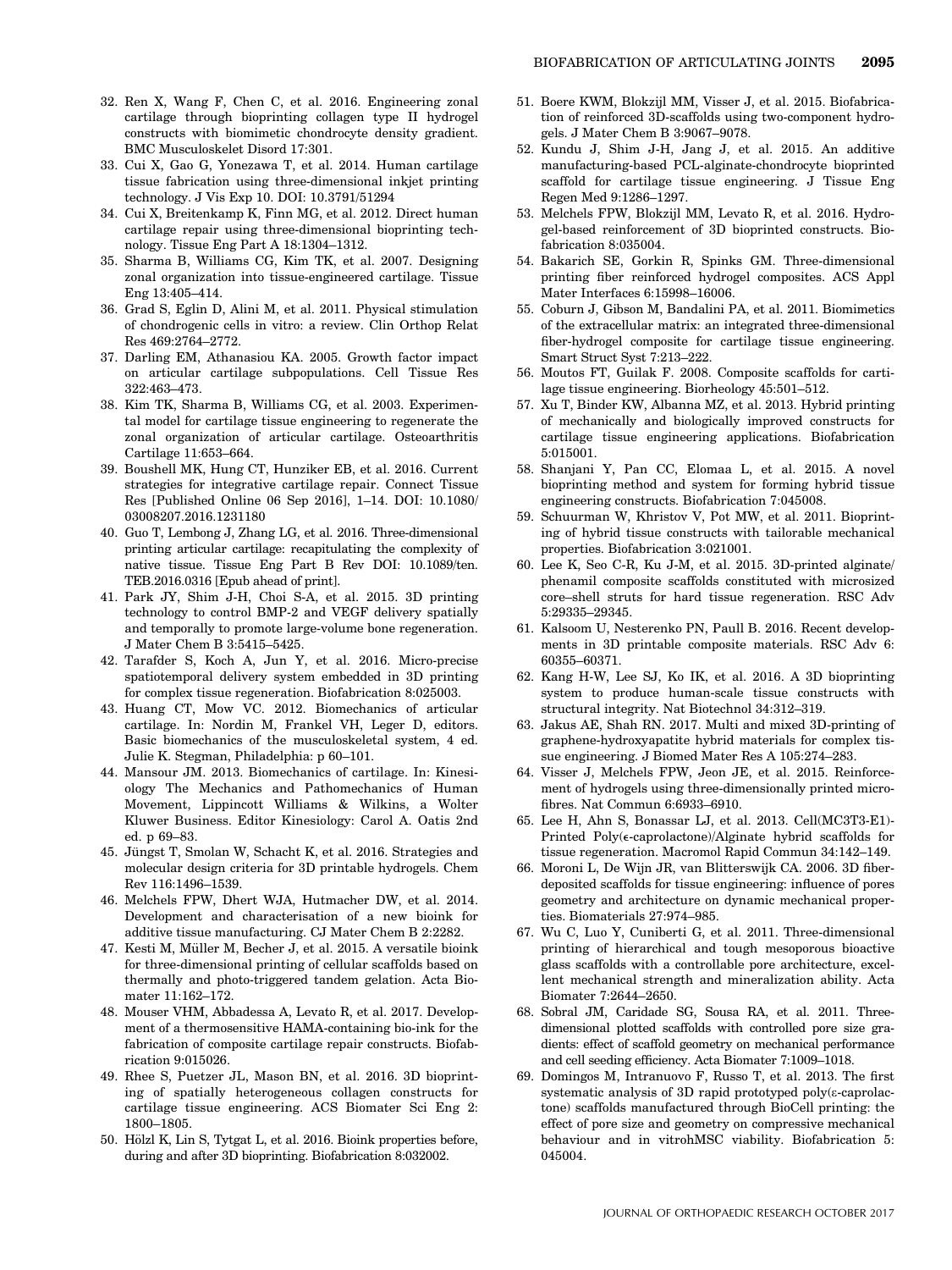32. Ren X, Wang F, Chen C, et al. 2016. Engineering zonal cartilage through bioprinting collagen type II hydrogel constructs with biomimetic chondrocyte density gradient. BMC Musculoskelet Disord 17:301.
33. Cui X, Gao G, Yonezawa T, et al. 2014. Human cartilage tissue fabrication using three-dimensional inkjet printing technology. J Vis Exp 10. DOI: 10.3791/51294
34. Cui X, Breitenkamp K, Finn MG, et al. 2012. Direct human cartilage repair using three-dimensional bioprinting technology. Tissue Eng Part A 18:1304–1312.
35. Sharma B, Williams CG, Kim TK, et al. 2007. Designing zonal organization into tissue-engineered cartilage. Tissue Eng 13:405–414.
36. Grad S, Eglin D, Alini M, et al. 2011. Physical stimulation of chondrogenic cells in vitro: a review. Clin Orthop Relat Res 469:2764–2772.
37. Darling EM, Athanasiou KA. 2005. Growth factor impact on articular cartilage subpopulations. Cell Tissue Res 322:463–473.
38. Kim TK, Sharma B, Williams CG, et al. 2003. Experimental model for cartilage tissue engineering to regenerate the zonal organization of articular cartilage. Osteoarthritis Cartilage 11:653–664.
39. Boushell MK, Hung CT, Hunziker EB, et al. 2016. Current strategies for integrative cartilage repair. Connect Tissue Res [Published Online 06 Sep 2016], 1–14. DOI: 10.1080/03008207.2016.1231180
40. Guo T, Lembong J, Zhang LG, et al. 2016. Three-dimensional printing articular cartilage: recapitulating the complexity of native tissue. Tissue Eng Part B Rev DOI: 10.1089/ten.TEB.2016.0316 [Epub ahead of print].
41. Park JY, Shim J-H, Choi S-A, et al. 2015. 3D printing technology to control BMP-2 and VEGF delivery spatially and temporally to promote large-volume bone regeneration. J Mater Chem B 3:5415–5425.
42. Tarafder S, Koch A, Jun Y, et al. 2016. Micro-precise spatiotemporal delivery system embedded in 3D printing for complex tissue regeneration. Biofabrication 8:025003.
43. Huang CT, Mow VC. 2012. Biomechanics of articular cartilage. In: Nordin M, Frankel VH, Leger D, editors. Basic biomechanics of the musculoskeletal system, 4 ed. Julie K. Stegman, Philadelphia: p 60–101.
44. Mansour JM. 2013. Biomechanics of cartilage. In: Kinesiology The Mechanics and Pathomechanics of Human Movement, Lippincott Williams & Wilkins, a Wolter Kluwer Business. Editor Kinesiology: Carol A. Oatis 2nd ed. p 69–83.
45. Jüngst T, Smolan W, Schacht K, et al. 2016. Strategies and molecular design criteria for 3D printable hydrogels. Chem Rev 116:1496–1539.
46. Melchels FPW, Dhert WJA, Hutmacher DW, et al. 2014. Development and characterisation of a new bioink for additive tissue manufacturing. CJ Mater Chem B 2:2282.
47. Kesti M, Müller M, Becher J, et al. 2015. A versatile bioink for three-dimensional printing of cellular scaffolds based on thermally and photo-triggered tandem gelation. Acta Biomater 11:162–172.
48. Mouser VHM, Abbadessa A, Levato R, et al. 2017. Development of a thermosensitive HAMA-containing bio-ink for the fabrication of composite cartilage repair constructs. Biofabrication 9:015026.
49. Rhee S, Puetzer JL, Mason BN, et al. 2016. 3D bioprinting of spatially heterogeneous collagen constructs for cartilage tissue engineering. ACS Biomater Sci Eng 2: 1800–1805.
50. Hölzl K, Lin S, Tytgat L, et al. 2016. Bioink properties before, during and after 3D bioprinting. Biofabrication 8:032002.
51. Boere KWM, Blokzijl MM, Visser J, et al. 2015. Biofabrication of reinforced 3D-scaffolds using two-component hydrogels. J Mater Chem B 3:9067–9078.
52. Kundu J, Shim J-H, Jang J, et al. 2015. An additive manufacturing-based PCL-alginate-chondrocyte bioprinted scaffold for cartilage tissue engineering. J Tissue Eng Regen Med 9:1286–1297.
53. Melchels FPW, Blokzijl MM, Levato R, et al. 2016. Hydrogel-based reinforcement of 3D bioprinted constructs. Biofabrication 8:035004.
54. Bakarich SE, Gorkin R, Spinks GM. Three-dimensional printing fiber reinforced hydrogel composites. ACS Appl Mater Interfaces 6:15998–16006.
55. Coburn J, Gibson M, Bandalini PA, et al. 2011. Biomimetics of the extracellular matrix: an integrated three-dimensional fiber-hydrogel composite for cartilage tissue engineering. Smart Struct Syst 7:213–222.
56. Moutos FT, Guilak F. 2008. Composite scaffolds for cartilage tissue engineering. Biorheology 45:501–512.
57. Xu T, Binder KW, Albanna MZ, et al. 2013. Hybrid printing of mechanically and biologically improved constructs for cartilage tissue engineering applications. Biofabrication 5:015001.
58. Shanjani Y, Pan CC, Elomaa L, et al. 2015. A novel bioprinting method and system for forming hybrid tissue engineering constructs. Biofabrication 7:045008.
59. Schuurman W, Khristov V, Pot MW, et al. 2011. Bioprinting of hybrid tissue constructs with tailorable mechanical properties. Biofabrication 3:021001.
60. Lee K, Seo C-R, Ku J-M, et al. 2015. 3D-printed alginate/phenamil composite scaffolds constituted with microsized core–shell struts for hard tissue regeneration. RSC Adv 5:29335–29345.
61. Kalsoom U, Nesterenko PN, Paull B. 2016. Recent developments in 3D printable composite materials. RSC Adv 6: 60355–60371.
62. Kang H-W, Lee SJ, Ko IK, et al. 2016. A 3D bioprinting system to produce human-scale tissue constructs with structural integrity. Nat Biotechnol 34:312–319.
63. Jakus AE, Shah RN. 2017. Multi and mixed 3D-printing of graphene-hydroxyapatite hybrid materials for complex tissue engineering. J Biomed Mater Res A 105:274–283.
64. Visser J, Melchels FPW, Jeon JE, et al. 2015. Reinforcement of hydrogels using three-dimensionally printed microfibres. Nat Commun 6:6933–6910.
65. Lee H, Ahn S, Bonassar LJ, et al. 2013. Cell(MC3T3-E1)-Printed Poly(ϵ-caprolactone)/Alginate hybrid scaffolds for tissue regeneration. Macromol Rapid Commun 34:142–149.
66. Moroni L, De Wijn JR, van Blitterswijk CA. 2006. 3D fiber-deposited scaffolds for tissue engineering: influence of pores geometry and architecture on dynamic mechanical properties. Biomaterials 27:974–985.
67. Wu C, Luo Y, Cuniberti G, et al. 2011. Three-dimensional printing of hierarchical and tough mesoporous bioactive glass scaffolds with a controllable pore architecture, excellent mechanical strength and mineralization ability. Acta Biomater 7:2644–2650.
68. Sobral JM, Caridade SG, Sousa RA, et al. 2011. Three-dimensional plotted scaffolds with controlled pore size gradients: effect of scaffold geometry on mechanical performance and cell seeding efficiency. Acta Biomater 7:1009–1018.
69. Domingos M, Intranuovo F, Russo T, et al. 2013. The first systematic analysis of 3D rapid prototyped poly(ε-caprolactone) scaffolds manufactured through BioCell printing: the effect of pore size and geometry on compressive mechanical behaviour and in vitrohMSC viability. Biofabrication 5: 045004.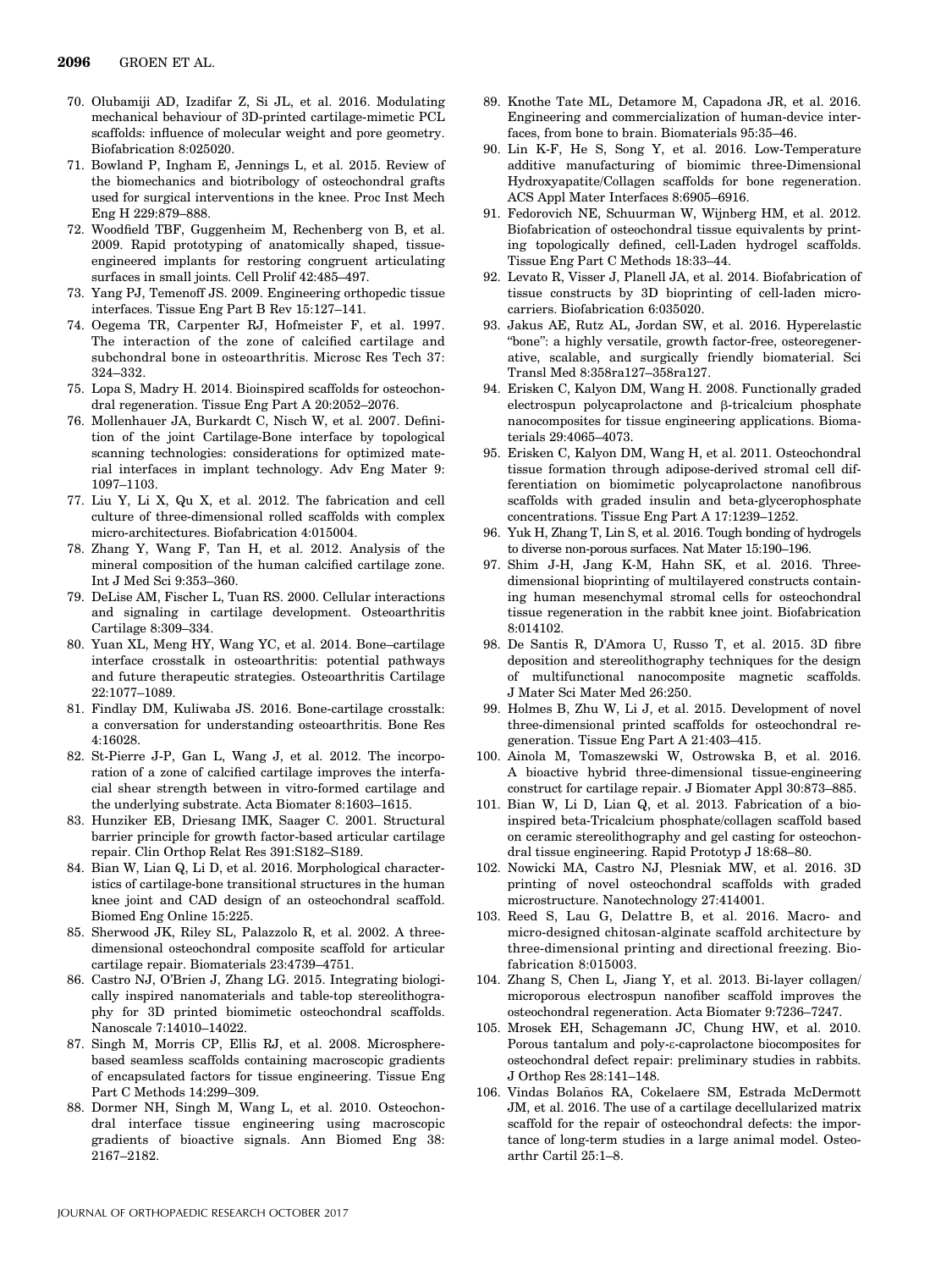70. Olubamiji AD, Izadifar Z, Si JL, et al. 2016. Modulating mechanical behaviour of 3D-printed cartilage-mimetic PCL scaffolds: influence of molecular weight and pore geometry. Biofabrication 8:025020.
71. Bowland P, Ingham E, Jennings L, et al. 2015. Review of the biomechanics and biotribology of osteochondral grafts used for surgical interventions in the knee. Proc Inst Mech Eng H 229:879–888.
72. Woodfield TBF, Guggenheim M, Rechenberg von B, et al. 2009. Rapid prototyping of anatomically shaped, tissue-engineered implants for restoring congruent articulating surfaces in small joints. Cell Prolif 42:485–497.
73. Yang PJ, Temenoff JS. 2009. Engineering orthopedic tissue interfaces. Tissue Eng Part B Rev 15:127–141.
74. Oegema TR, Carpenter RJ, Hofmeister F, et al. 1997. The interaction of the zone of calcified cartilage and subchondral bone in osteoarthritis. Microsc Res Tech 37: 324–332.
75. Lopa S, Madry H. 2014. Bioinspired scaffolds for osteochondral regeneration. Tissue Eng Part A 20:2052–2076.
76. Mollenhauer JA, Burkardt C, Nisch W, et al. 2007. Definition of the joint Cartilage-Bone interface by topological scanning technologies: considerations for optimized material interfaces in implant technology. Adv Eng Mater 9: 1097–1103.
77. Liu Y, Li X, Qu X, et al. 2012. The fabrication and cell culture of three-dimensional rolled scaffolds with complex micro-architectures. Biofabrication 4:015004.
78. Zhang Y, Wang F, Tan H, et al. 2012. Analysis of the mineral composition of the human calcified cartilage zone. Int J Med Sci 9:353–360.
79. DeLise AM, Fischer L, Tuan RS. 2000. Cellular interactions and signaling in cartilage development. Osteoarthritis Cartilage 8:309–334.
80. Yuan XL, Meng HY, Wang YC, et al. 2014. Bone–cartilage interface crosstalk in osteoarthritis: potential pathways and future therapeutic strategies. Osteoarthritis Cartilage 22:1077–1089.
81. Findlay DM, Kuliwaba JS. 2016. Bone-cartilage crosstalk: a conversation for understanding osteoarthritis. Bone Res 4:16028.
82. St-Pierre J-P, Gan L, Wang J, et al. 2012. The incorporation of a zone of calcified cartilage improves the interfacial shear strength between in vitro-formed cartilage and the underlying substrate. Acta Biomater 8:1603–1615.
83. Hunziker EB, Driesang IMK, Saager C. 2001. Structural barrier principle for growth factor-based articular cartilage repair. Clin Orthop Relat Res 391:S182–S189.
84. Bian W, Lian Q, Li D, et al. 2016. Morphological characteristics of cartilage-bone transitional structures in the human knee joint and CAD design of an osteochondral scaffold. Biomed Eng Online 15:225.
85. Sherwood JK, Riley SL, Palazzolo R, et al. 2002. A three-dimensional osteochondral composite scaffold for articular cartilage repair. Biomaterials 23:4739–4751.
86. Castro NJ, O'Brien J, Zhang LG. 2015. Integrating biologically inspired nanomaterials and table-top stereolithography for 3D printed biomimetic osteochondral scaffolds. Nanoscale 7:14010–14022.
87. Singh M, Morris CP, Ellis RJ, et al. 2008. Microsphere-based seamless scaffolds containing macroscopic gradients of encapsulated factors for tissue engineering. Tissue Eng Part C Methods 14:299–309.
88. Dormer NH, Singh M, Wang L, et al. 2010. Osteochondral interface tissue engineering using macroscopic gradients of bioactive signals. Ann Biomed Eng 38: 2167–2182.
89. Knothe Tate ML, Detamore M, Capadona JR, et al. 2016. Engineering and commercialization of human-device interfaces, from bone to brain. Biomaterials 95:35–46.
90. Lin K-F, He S, Song Y, et al. 2016. Low-Temperature additive manufacturing of biomimic three-Dimensional Hydroxyapatite/Collagen scaffolds for bone regeneration. ACS Appl Mater Interfaces 8:6905–6916.
91. Fedorovich NE, Schuurman W, Wijnberg HM, et al. 2012. Biofabrication of osteochondral tissue equivalents by printing topologically defined, cell-Laden hydrogel scaffolds. Tissue Eng Part C Methods 18:33–44.
92. Levato R, Visser J, Planell JA, et al. 2014. Biofabrication of tissue constructs by 3D bioprinting of cell-laden microcarriers. Biofabrication 6:035020.
93. Jakus AE, Rutz AL, Jordan SW, et al. 2016. Hyperelastic "bone": a highly versatile, growth factor-free, osteoregenerative, scalable, and surgically friendly biomaterial. Sci Transl Med 8:358ra127–358ra127.
94. Erisken C, Kalyon DM, Wang H. 2008. Functionally graded electrospun polycaprolactone and β-tricalcium phosphate nanocomposites for tissue engineering applications. Biomaterials 29:4065–4073.
95. Erisken C, Kalyon DM, Wang H, et al. 2011. Osteochondral tissue formation through adipose-derived stromal cell differentiation on biomimetic polycaprolactone nanofibrous scaffolds with graded insulin and beta-glycerophosphate concentrations. Tissue Eng Part A 17:1239–1252.
96. Yuk H, Zhang T, Lin S, et al. 2016. Tough bonding of hydrogels to diverse non-porous surfaces. Nat Mater 15:190–196.
97. Shim J-H, Jang K-M, Hahn SK, et al. 2016. Three-dimensional bioprinting of multilayered constructs containing human mesenchymal stromal cells for osteochondral tissue regeneration in the rabbit knee joint. Biofabrication 8:014102.
98. De Santis R, D'Amora U, Russo T, et al. 2015. 3D fibre deposition and stereolithography techniques for the design of multifunctional nanocomposite magnetic scaffolds. J Mater Sci Mater Med 26:250.
99. Holmes B, Zhu W, Li J, et al. 2015. Development of novel three-dimensional printed scaffolds for osteochondral regeneration. Tissue Eng Part A 21:403–415.
100. Ainola M, Tomaszewski W, Ostrowska B, et al. 2016. A bioactive hybrid three-dimensional tissue-engineering construct for cartilage repair. J Biomater Appl 30:873–885.
101. Bian W, Li D, Lian Q, et al. 2013. Fabrication of a bio-inspired beta-Tricalcium phosphate/collagen scaffold based on ceramic stereolithography and gel casting for osteochondral tissue engineering. Rapid Prototyp J 18:68–80.
102. Nowicki MA, Castro NJ, Plesniak MW, et al. 2016. 3D printing of novel osteochondral scaffolds with graded microstructure. Nanotechnology 27:414001.
103. Reed S, Lau G, Delattre B, et al. 2016. Macro- and micro-designed chitosan-alginate scaffold architecture by three-dimensional printing and directional freezing. Biofabrication 8:015003.
104. Zhang S, Chen L, Jiang Y, et al. 2013. Bi-layer collagen/microporous electrospun nanofiber scaffold improves the osteochondral regeneration. Acta Biomater 9:7236–7247.
105. Mrosek EH, Schagemann JC, Chung HW, et al. 2010. Porous tantalum and poly-ε-caprolactone biocomposites for osteochondral defect repair: preliminary studies in rabbits. J Orthop Res 28:141–148.
106. Vindas Bolaños RA, Cokelaere SM, Estrada McDermott JM, et al. 2016. The use of a cartilage decellularized matrix scaffold for the repair of osteochondral defects: the importance of long-term studies in a large animal model. Osteoarthr Cartil 25:1–8.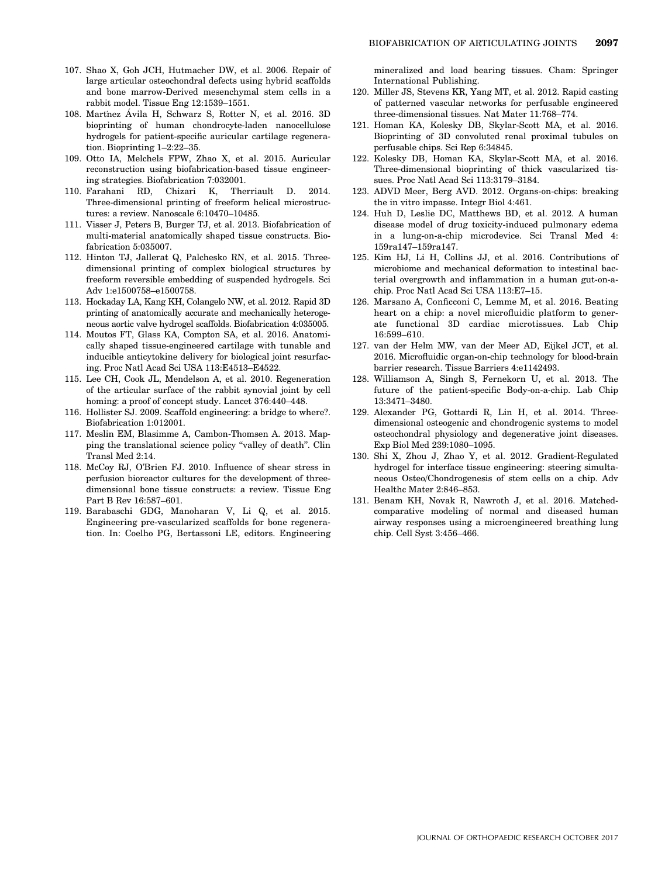107. Shao X, Goh JCH, Hutmacher DW, et al. 2006. Repair of large articular osteochondral defects using hybrid scaffolds and bone marrow-Derived mesenchymal stem cells in a rabbit model. Tissue Eng 12:1539–1551.
108. Martńez Ávila H, Schwarz S, Rotter N, et al. 2016. 3D bioprinting of human chondrocyte-laden nanocellulose hydrogels for patient-specific auricular cartilage regeneration. Bioprinting 1–2:22–35.
109. Otto IA, Melchels FPW, Zhao X, et al. 2015. Auricular reconstruction using biofabrication-based tissue engineering strategies. Biofabrication 7:032001.
110. Farahani RD, Chizari K, Therriault D. 2014. Three-dimensional printing of freeform helical microstructures: a review. Nanoscale 6:10470–10485.
111. Visser J, Peters B, Burger TJ, et al. 2013. Biofabrication of multi-material anatomically shaped tissue constructs. Biofabrication 5:035007.
112. Hinton TJ, Jallerat Q, Palchesko RN, et al. 2015. Three-dimensional printing of complex biological structures by freeform reversible embedding of suspended hydrogels. Sci Adv 1:e1500758–e1500758.
113. Hockaday LA, Kang KH, Colangelo NW, et al. 2012. Rapid 3D printing of anatomically accurate and mechanically heterogeneous aortic valve hydrogel scaffolds. Biofabrication 4:035005.
114. Moutos FT, Glass KA, Compton SA, et al. 2016. Anatomically shaped tissue-engineered cartilage with tunable and inducible anticytokine delivery for biological joint resurfacing. Proc Natl Acad Sci USA 113:E4513–E4522.
115. Lee CH, Cook JL, Mendelson A, et al. 2010. Regeneration of the articular surface of the rabbit synovial joint by cell homing: a proof of concept study. Lancet 376:440–448.
116. Hollister SJ. 2009. Scaffold engineering: a bridge to where?. Biofabrication 1:012001.
117. Meslin EM, Blasimme A, Cambon-Thomsen A. 2013. Mapping the translational science policy "valley of death". Clin Transl Med 2:14.
118. McCoy RJ, O'Brien FJ. 2010. Influence of shear stress in perfusion bioreactor cultures for the development of three-dimensional bone tissue constructs: a review. Tissue Eng Part B Rev 16:587–601.
119. Barabaschi GDG, Manoharan V, Li Q, et al. 2015. Engineering pre-vascularized scaffolds for bone regeneration. In: Coelho PG, Bertassoni LE, editors. Engineering mineralized and load bearing tissues. Cham: Springer International Publishing.
120. Miller JS, Stevens KR, Yang MT, et al. 2012. Rapid casting of patterned vascular networks for perfusable engineered three-dimensional tissues. Nat Mater 11:768–774.
121. Homan KA, Kolesky DB, Skylar-Scott MA, et al. 2016. Bioprinting of 3D convoluted renal proximal tubules on perfusable chips. Sci Rep 6:34845.
122. Kolesky DB, Homan KA, Skylar-Scott MA, et al. 2016. Three-dimensional bioprinting of thick vascularized tissues. Proc Natl Acad Sci 113:3179–3184.
123. ADVD Meer, Berg AVD. 2012. Organs-on-chips: breaking the in vitro impasse. Integr Biol 4:461.
124. Huh D, Leslie DC, Matthews BD, et al. 2012. A human disease model of drug toxicity-induced pulmonary edema in a lung-on-a-chip microdevice. Sci Transl Med 4: 159ra147–159ra147.
125. Kim HJ, Li H, Collins JJ, et al. 2016. Contributions of microbiome and mechanical deformation to intestinal bacterial overgrowth and inflammation in a human gut-on-a-chip. Proc Natl Acad Sci USA 113:E7–15.
126. Marsano A, Conficconi C, Lemme M, et al. 2016. Beating heart on a chip: a novel microfluidic platform to generate functional 3D cardiac microtissues. Lab Chip 16:599–610.
127. van der Helm MW, van der Meer AD, Eijkel JCT, et al. 2016. Microfluidic organ-on-chip technology for blood-brain barrier research. Tissue Barriers 4:e1142493.
128. Williamson A, Singh S, Fernekorn U, et al. 2013. The future of the patient-specific Body-on-a-chip. Lab Chip 13:3471–3480.
129. Alexander PG, Gottardi R, Lin H, et al. 2014. Three-dimensional osteogenic and chondrogenic systems to model osteochondral physiology and degenerative joint diseases. Exp Biol Med 239:1080–1095.
130. Shi X, Zhou J, Zhao Y, et al. 2012. Gradient-Regulated hydrogel for interface tissue engineering: steering simultaneous Osteo/Chondrogenesis of stem cells on a chip. Adv Healthc Mater 2:846–853.
131. Benam KH, Novak R, Nawroth J, et al. 2016. Matched-comparative modeling of normal and diseased human airway responses using a microengineered breathing lung chip. Cell Syst 3:456–466.